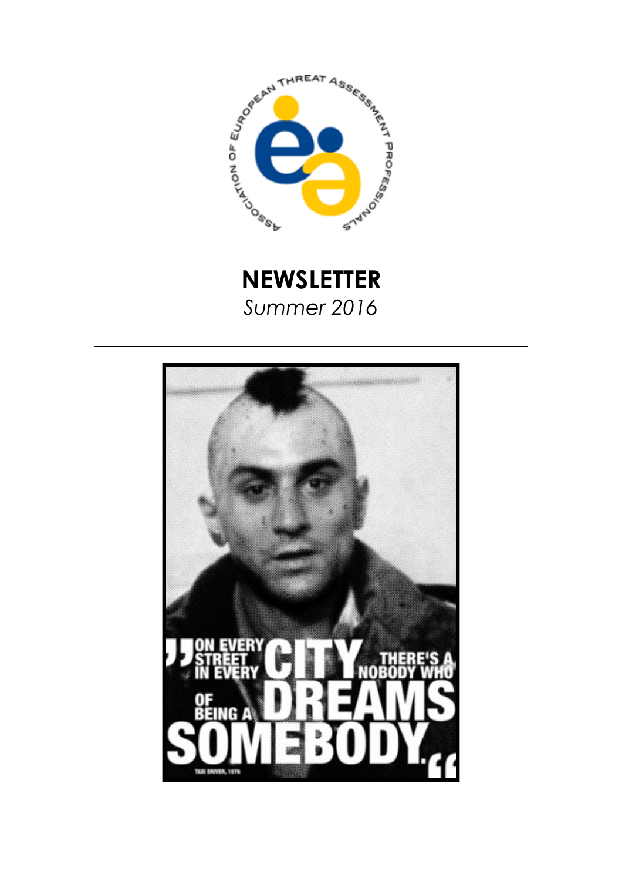# NEWSLETTER

*Summer 2016*

---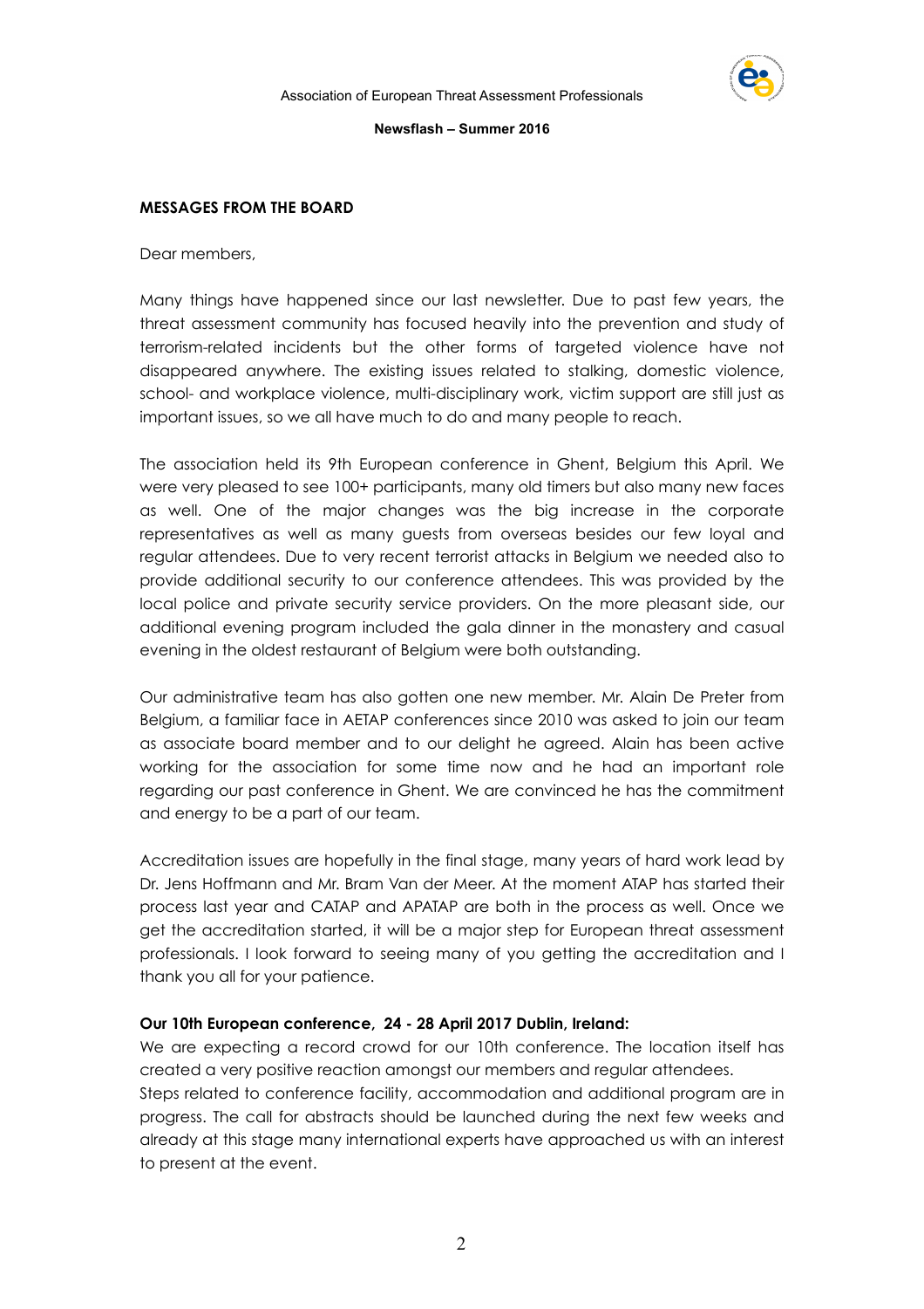**MESSAGES FROM THE BOARD**

Dear members,

Many things have happened since our last newsletter. Due to past few years, the threat assessment community has focused heavily into the prevention and study of terrorism-related incidents but the other forms of targeted violence have not disappeared anywhere. The existing issues related to stalking, domestic violence, school- and workplace violence, multi-disciplinary work, victim support are still just as important issues, so we all have much to do and many people to reach.

The association held its 9th European conference in Ghent, Belgium this April. We were very pleased to see 100+ participants, many old timers but also many new faces as well. One of the major changes was the big increase in the corporate representatives as well as many guests from overseas besides our few loyal and regular attendees. Due to very recent terrorist attacks in Belgium we needed also to provide additional security to our conference attendees. This was provided by the local police and private security service providers. On the more pleasant side, our additional evening program included the gala dinner in the monastery and casual evening in the oldest restaurant of Belgium were both outstanding.

Our administrative team has also gotten one new member. Mr. Alain De Preter from Belgium, a familiar face in AETAP conferences since 2010 was asked to join our team as associate board member and to our delight he agreed. Alain has been active working for the association for some time now and he had an important role regarding our past conference in Ghent. We are convinced he has the commitment and energy to be a part of our team.

Accreditation issues are hopefully in the final stage, many years of hard work lead by Dr. Jens Hoffmann and Mr. Bram Van der Meer. At the moment ATAP has started their process last year and CATAP and APATAP are both in the process as well. Once we get the accreditation started, it will be a major step for European threat assessment professionals. I look forward to seeing many of you getting the accreditation and I thank you all for your patience.

**Our 10th European conference, 24 - 28 April 2017 Dublin, Ireland:**

We are expecting a record crowd for our 10th conference. The location itself has created a very positive reaction amongst our members and regular attendees.
Steps related to conference facility, accommodation and additional program are in progress. The call for abstracts should be launched during the next few weeks and already at this stage many international experts have approached us with an interest to present at the event.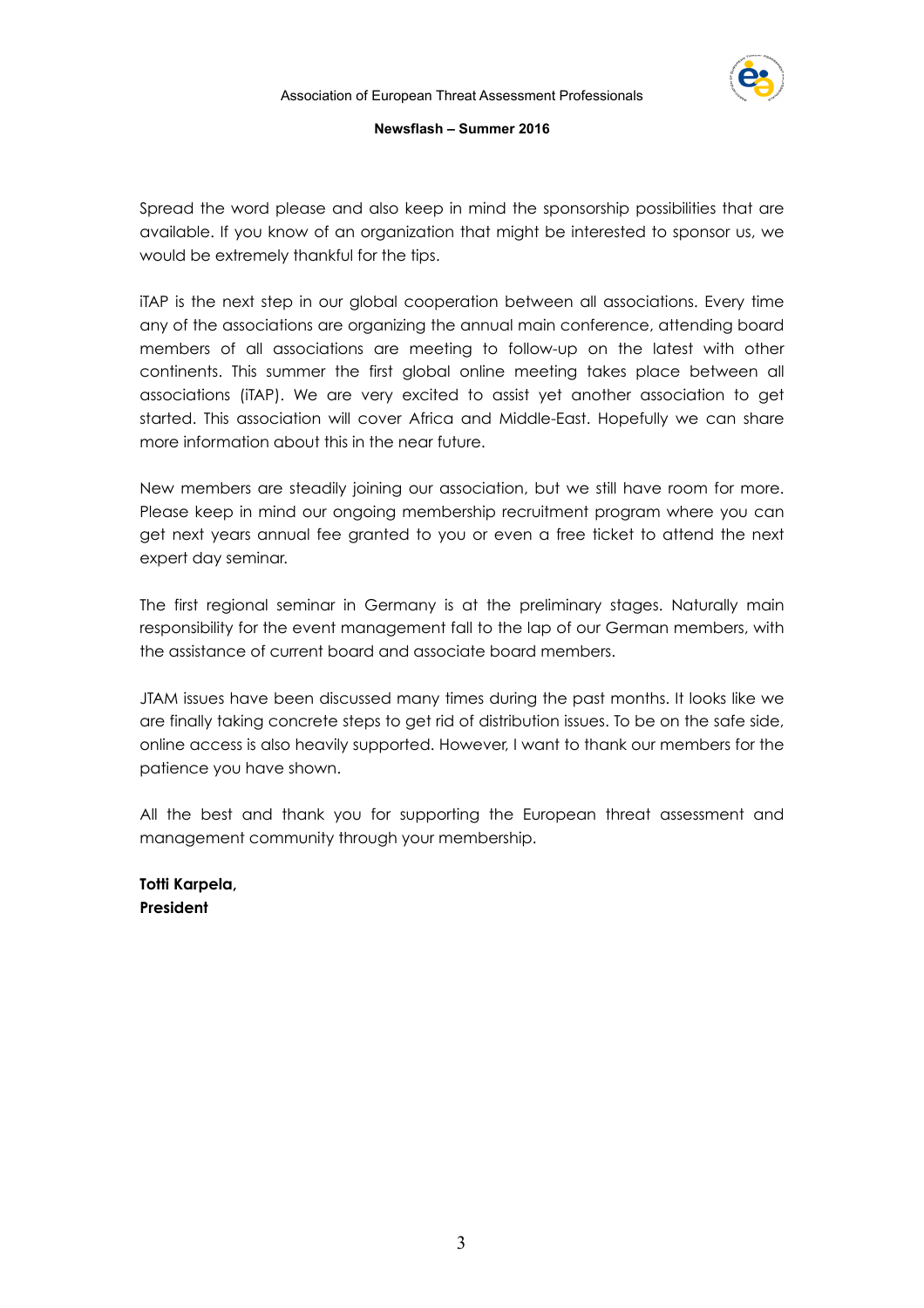Spread the word please and also keep in mind the sponsorship possibilities that are available. If you know of an organization that might be interested to sponsor us, we would be extremely thankful for the tips.

iTAP is the next step in our global cooperation between all associations. Every time any of the associations are organizing the annual main conference, attending board members of all associations are meeting to follow-up on the latest with other continents. This summer the first global online meeting takes place between all associations (iTAP). We are very excited to assist yet another association to get started. This association will cover Africa and Middle-East. Hopefully we can share more information about this in the near future.

New members are steadily joining our association, but we still have room for more. Please keep in mind our ongoing membership recruitment program where you can get next years annual fee granted to you or even a free ticket to attend the next expert day seminar.

The first regional seminar in Germany is at the preliminary stages. Naturally main responsibility for the event management fall to the lap of our German members, with the assistance of current board and associate board members.

JTAM issues have been discussed many times during the past months. It looks like we are finally taking concrete steps to get rid of distribution issues. To be on the safe side, online access is also heavily supported. However, I want to thank our members for the patience you have shown.

All the best and thank you for supporting the European threat assessment and management community through your membership.

**Totti Karpela,**
**President**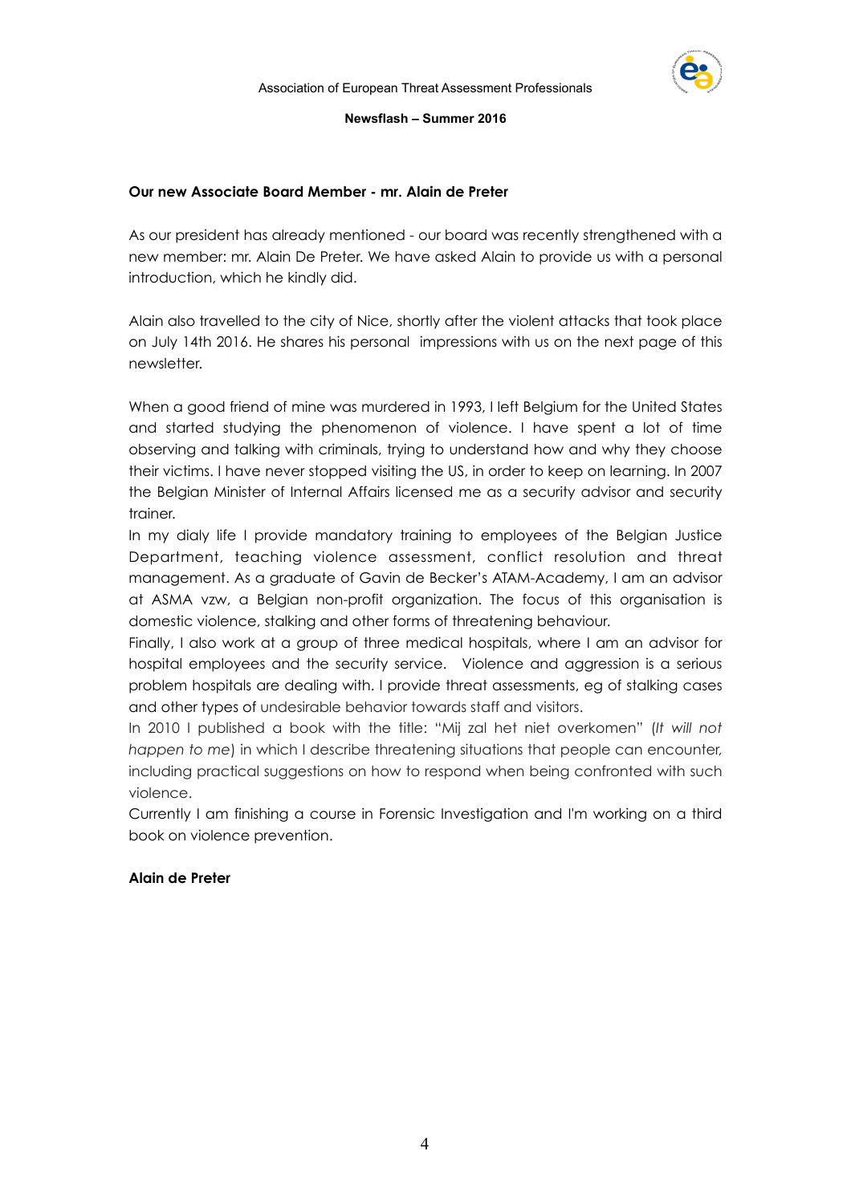**Our new Associate Board Member - mr. Alain de Preter**

As our president has already mentioned - our board was recently strengthened with a new member: mr. Alain De Preter. We have asked Alain to provide us with a personal introduction, which he kindly did.

Alain also travelled to the city of Nice, shortly after the violent attacks that took place on July 14th 2016. He shares his personal impressions with us on the next page of this newsletter.

When a good friend of mine was murdered in 1993, I left Belgium for the United States and started studying the phenomenon of violence. I have spent a lot of time observing and talking with criminals, trying to understand how and why they choose their victims. I have never stopped visiting the US, in order to keep on learning. In 2007 the Belgian Minister of Internal Affairs licensed me as a security advisor and security trainer.

In my dialy life I provide mandatory training to employees of the Belgian Justice Department, teaching violence assessment, conflict resolution and threat management. As a graduate of Gavin de Becker's ATAM-Academy, I am an advisor at ASMA vzw, a Belgian non-profit organization. The focus of this organisation is domestic violence, stalking and other forms of threatening behaviour.

Finally, I also work at a group of three medical hospitals, where I am an advisor for hospital employees and the security service. Violence and aggression is a serious problem hospitals are dealing with. I provide threat assessments, eg of stalking cases and other types of undesirable behavior towards staff and visitors.

In 2010 I published a book with the title: "Mij zal het niet overkomen" (*It will not happen to me*) in which I describe threatening situations that people can encounter, including practical suggestions on how to respond when being confronted with such violence.

Currently I am finishing a course in Forensic Investigation and I'm working on a third book on violence prevention.

**Alain de Preter**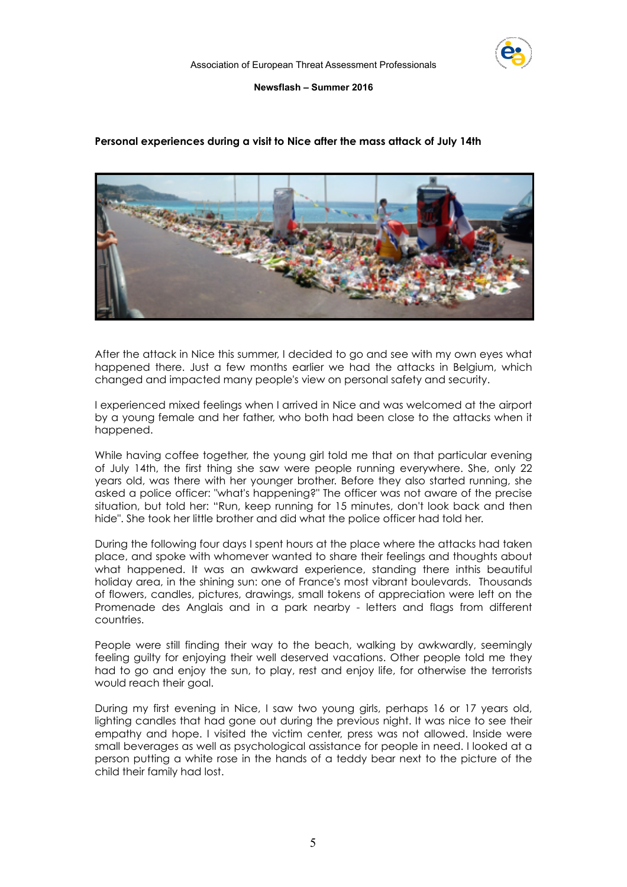**Personal experiences during a visit to Nice after the mass attack of July 14th**

After the attack in Nice this summer, I decided to go and see with my own eyes what happened there. Just a few months earlier we had the attacks in Belgium, which changed and impacted many people's view on personal safety and security.

I experienced mixed feelings when I arrived in Nice and was welcomed at the airport by a young female and her father, who both had been close to the attacks when it happened.

While having coffee together, the young girl told me that on that particular evening of July 14th, the first thing she saw were people running everywhere. She, only 22 years old, was there with her younger brother. Before they also started running, she asked a police officer: "what's happening?" The officer was not aware of the precise situation, but told her: "Run, keep running for 15 minutes, don't look back and then hide". She took her little brother and did what the police officer had told her.

During the following four days I spent hours at the place where the attacks had taken place, and spoke with whomever wanted to share their feelings and thoughts about what happened. It was an awkward experience, standing there inthis beautiful holiday area, in the shining sun: one of France's most vibrant boulevards. Thousands of flowers, candles, pictures, drawings, small tokens of appreciation were left on the Promenade des Anglais and in a park nearby - letters and flags from different countries.

People were still finding their way to the beach, walking by awkwardly, seemingly feeling guilty for enjoying their well deserved vacations. Other people told me they had to go and enjoy the sun, to play, rest and enjoy life, for otherwise the terrorists would reach their goal.

During my first evening in Nice, I saw two young girls, perhaps 16 or 17 years old, lighting candles that had gone out during the previous night. It was nice to see their empathy and hope. I visited the victim center, press was not allowed. Inside were small beverages as well as psychological assistance for people in need. I looked at a person putting a white rose in the hands of a teddy bear next to the picture of the child their family had lost.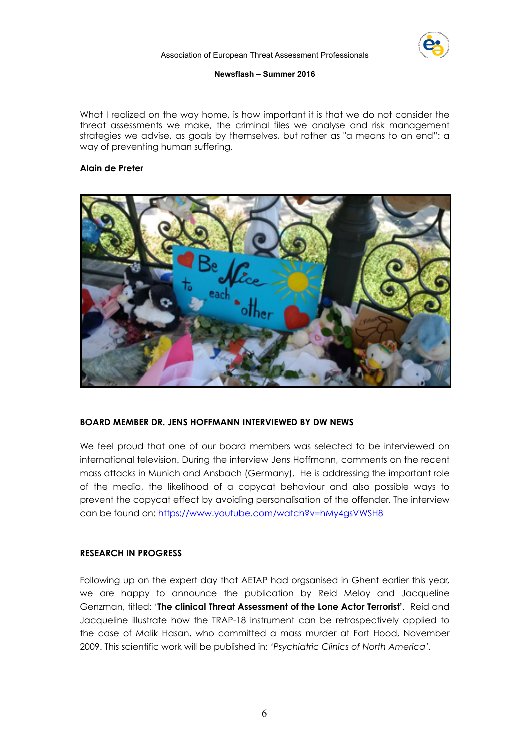What I realized on the way home, is how important it is that we do not consider the threat assessments we make, the criminal files we analyse and risk management strategies we advise, as goals by themselves, but rather as "a means to an end": a way of preventing human suffering.

**Alain de Preter**

## BOARD MEMBER DR. JENS HOFFMANN INTERVIEWED BY DW NEWS

We feel proud that one of our board members was selected to be interviewed on international television. During the interview Jens Hoffmann, comments on the recent mass attacks in Munich and Ansbach (Germany). He is addressing the important role of the media, the likelihood of a copycat behaviour and also possible ways to prevent the copycat effect by avoiding personalisation of the offender. The interview can be found on: https://www.youtube.com/watch?v=hMy4gsVWSH8

## RESEARCH IN PROGRESS

Following up on the expert day that AETAP had orgsanised in Ghent earlier this year, we are happy to announce the publication by Reid Meloy and Jacqueline Genzman, titled: '**The clinical Threat Assessment of the Lone Actor Terrorist**'. Reid and Jacqueline illustrate how the TRAP-18 instrument can be retrospectively applied to the case of Malik Hasan, who committed a mass murder at Fort Hood, November 2009. This scientific work will be published in: '*Psychiatric Clinics of North America'*.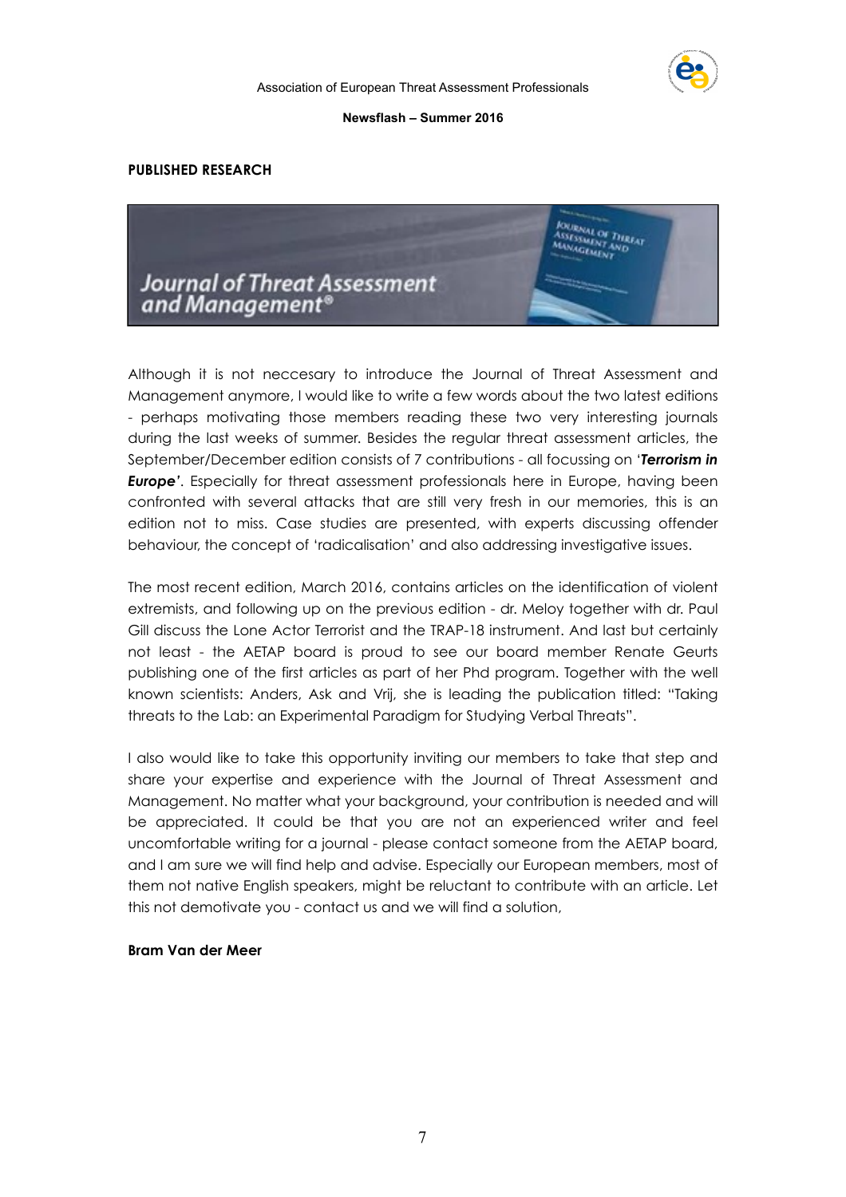## PUBLISHED RESEARCH

Although it is not neccesary to introduce the Journal of Threat Assessment and Management anymore, I would like to write a few words about the two latest editions - perhaps motivating those members reading these two very interesting journals during the last weeks of summer. Besides the regular threat assessment articles, the September/December edition consists of 7 contributions - all focussing on '***Terrorism in Europe***'. Especially for threat assessment professionals here in Europe, having been confronted with several attacks that are still very fresh in our memories, this is an edition not to miss. Case studies are presented, with experts discussing offender behaviour, the concept of 'radicalisation' and also addressing investigative issues.

The most recent edition, March 2016, contains articles on the identification of violent extremists, and following up on the previous edition - dr. Meloy together with dr. Paul Gill discuss the Lone Actor Terrorist and the TRAP-18 instrument. And last but certainly not least - the AETAP board is proud to see our board member Renate Geurts publishing one of the first articles as part of her Phd program. Together with the well known scientists: Anders, Ask and Vrij, she is leading the publication titled: "Taking threats to the Lab: an Experimental Paradigm for Studying Verbal Threats".

I also would like to take this opportunity inviting our members to take that step and share your expertise and experience with the Journal of Threat Assessment and Management. No matter what your background, your contribution is needed and will be appreciated. It could be that you are not an experienced writer and feel uncomfortable writing for a journal - please contact someone from the AETAP board, and I am sure we will find help and advise. Especially our European members, most of them not native English speakers, might be reluctant to contribute with an article. Let this not demotivate you - contact us and we will find a solution,

**Bram Van der Meer**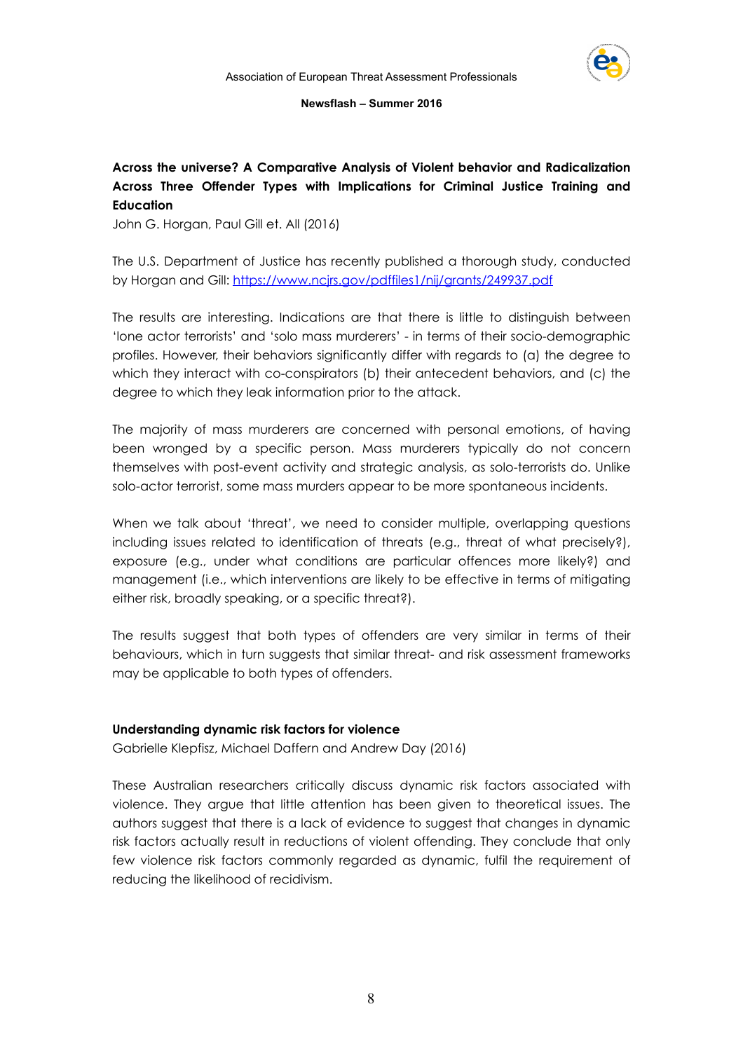**Across the universe? A Comparative Analysis of Violent behavior and Radicalization Across Three Offender Types with Implications for Criminal Justice Training and Education**

John G. Horgan, Paul Gill et. All (2016)

The U.S. Department of Justice has recently published a thorough study, conducted by Horgan and Gill: https://www.ncjrs.gov/pdffiles1/nij/grants/249937.pdf

The results are interesting. Indications are that there is little to distinguish between 'lone actor terrorists' and 'solo mass murderers' - in terms of their socio-demographic profiles. However, their behaviors significantly differ with regards to (a) the degree to which they interact with co-conspirators (b) their antecedent behaviors, and (c) the degree to which they leak information prior to the attack.

The majority of mass murderers are concerned with personal emotions, of having been wronged by a specific person. Mass murderers typically do not concern themselves with post-event activity and strategic analysis, as solo-terrorists do. Unlike solo-actor terrorist, some mass murders appear to be more spontaneous incidents.

When we talk about 'threat', we need to consider multiple, overlapping questions including issues related to identification of threats (e.g., threat of what precisely?), exposure (e.g., under what conditions are particular offences more likely?) and management (i.e., which interventions are likely to be effective in terms of mitigating either risk, broadly speaking, or a specific threat?).

The results suggest that both types of offenders are very similar in terms of their behaviours, which in turn suggests that similar threat- and risk assessment frameworks may be applicable to both types of offenders.

**Understanding dynamic risk factors for violence**

Gabrielle Klepfisz, Michael Daffern and Andrew Day (2016)

These Australian researchers critically discuss dynamic risk factors associated with violence. They argue that little attention has been given to theoretical issues. The authors suggest that there is a lack of evidence to suggest that changes in dynamic risk factors actually result in reductions of violent offending. They conclude that only few violence risk factors commonly regarded as dynamic, fulfil the requirement of reducing the likelihood of recidivism.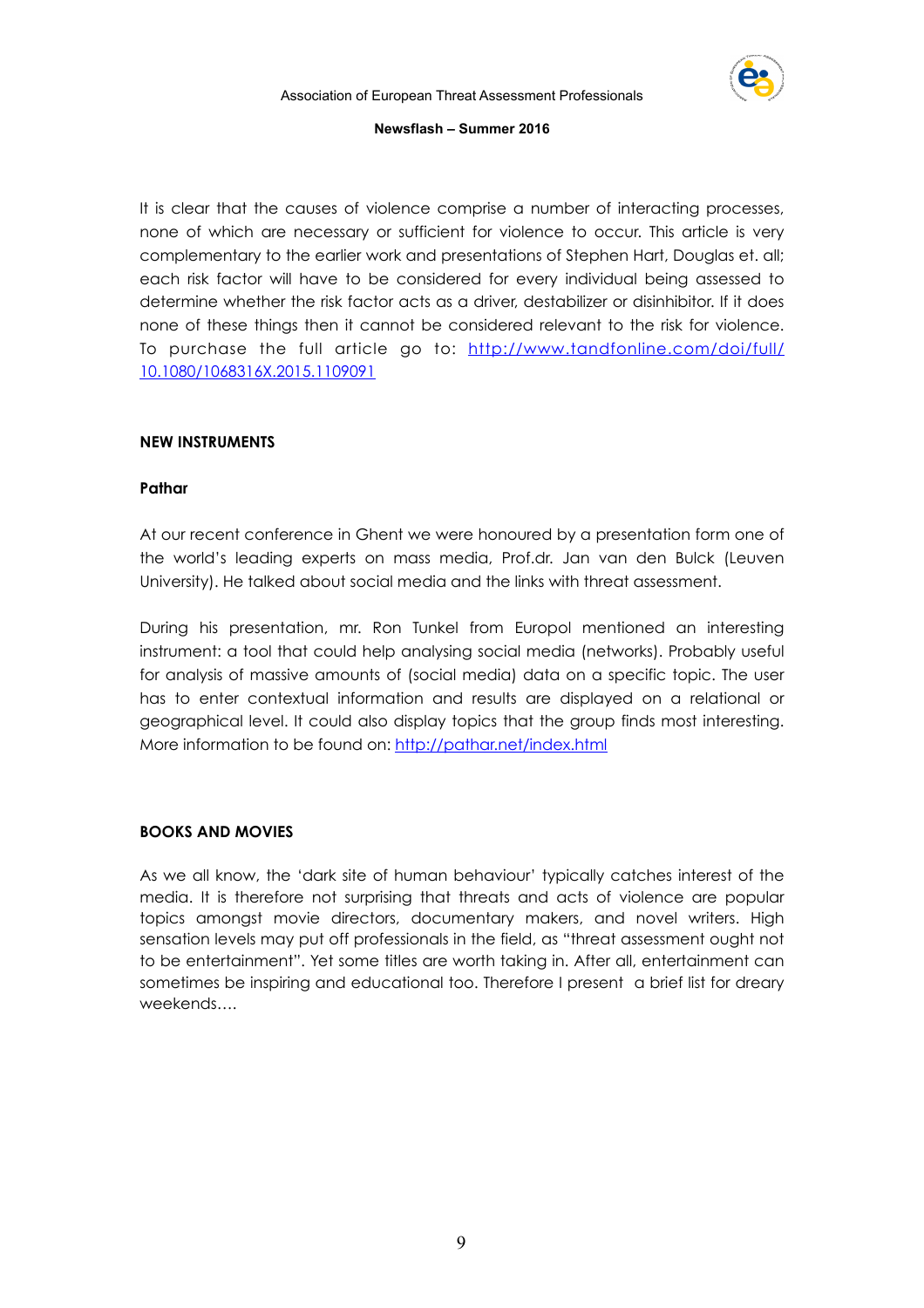It is clear that the causes of violence comprise a number of interacting processes, none of which are necessary or sufficient for violence to occur. This article is very complementary to the earlier work and presentations of Stephen Hart, Douglas et. all; each risk factor will have to be considered for every individual being assessed to determine whether the risk factor acts as a driver, destabilizer or disinhibitor. If it does none of these things then it cannot be considered relevant to the risk for violence. To purchase the full article go to: [http://www.tandfonline.com/doi/full/10.1080/1068316X.2015.1109091](http://www.tandfonline.com/doi/full/10.1080/1068316X.2015.1109091)

## NEW INSTRUMENTS

### Pathar

At our recent conference in Ghent we were honoured by a presentation form one of the world's leading experts on mass media, Prof.dr. Jan van den Bulck (Leuven University). He talked about social media and the links with threat assessment.

During his presentation, mr. Ron Tunkel from Europol mentioned an interesting instrument: a tool that could help analysing social media (networks). Probably useful for analysis of massive amounts of (social media) data on a specific topic. The user has to enter contextual information and results are displayed on a relational or geographical level. It could also display topics that the group finds most interesting. More information to be found on: [http://pathar.net/index.html](http://pathar.net/index.html)

## BOOKS AND MOVIES

As we all know, the 'dark site of human behaviour' typically catches interest of the media. It is therefore not surprising that threats and acts of violence are popular topics amongst movie directors, documentary makers, and novel writers. High sensation levels may put off professionals in the field, as "threat assessment ought not to be entertainment". Yet some titles are worth taking in. After all, entertainment can sometimes be inspiring and educational too. Therefore I present a brief list for dreary weekends….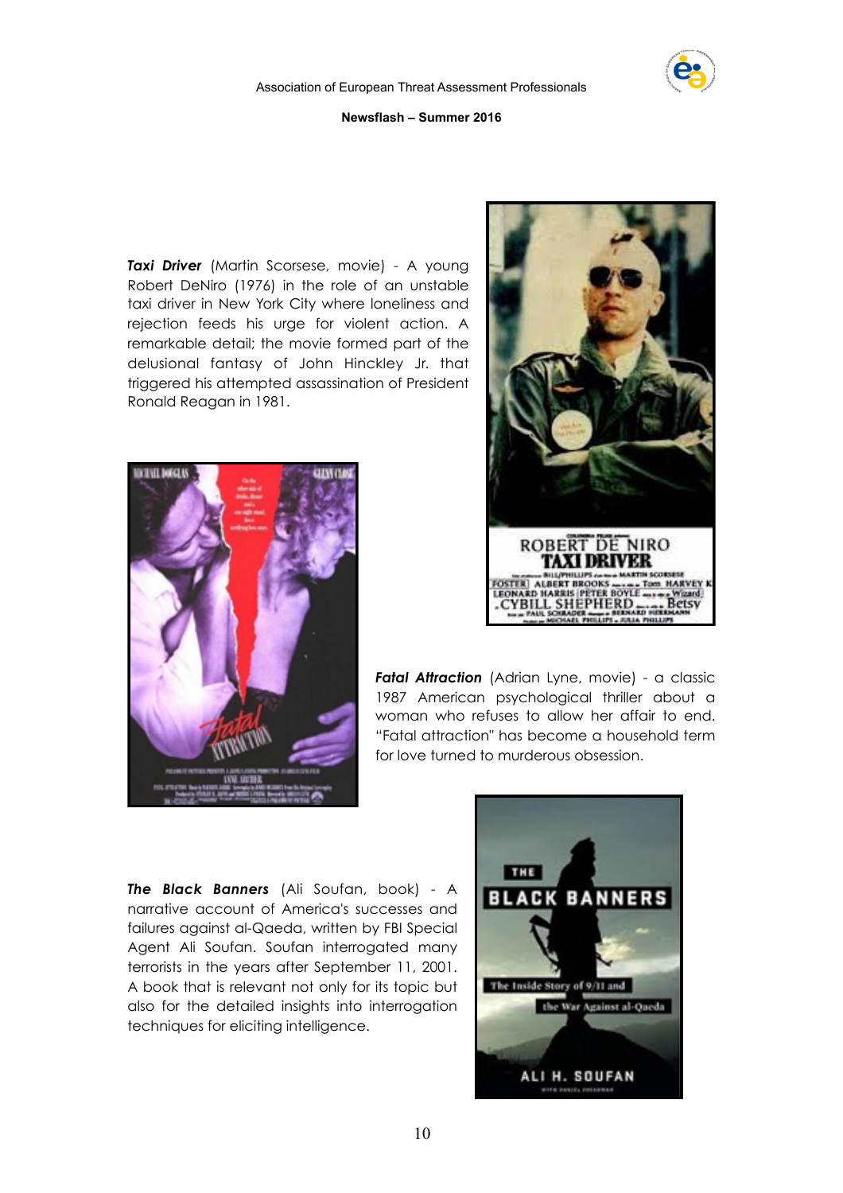***Taxi Driver*** (Martin Scorsese, movie) - A young Robert DeNiro (1976) in the role of an unstable taxi driver in New York City where loneliness and rejection feeds his urge for violent action. A remarkable detail; the movie formed part of the delusional fantasy of John Hinckley Jr. that triggered his attempted assassination of President Ronald Reagan in 1981.

***Fatal Attraction*** (Adrian Lyne, movie) - a classic 1987 American psychological thriller about a woman who refuses to allow her affair to end. "Fatal attraction" has become a household term for love turned to murderous obsession.

***The Black Banners*** (Ali Soufan, book) - A narrative account of America's successes and failures against al-Qaeda, written by FBI Special Agent Ali Soufan. Soufan interrogated many terrorists in the years after September 11, 2001. A book that is relevant not only for its topic but also for the detailed insights into interrogation techniques for eliciting intelligence.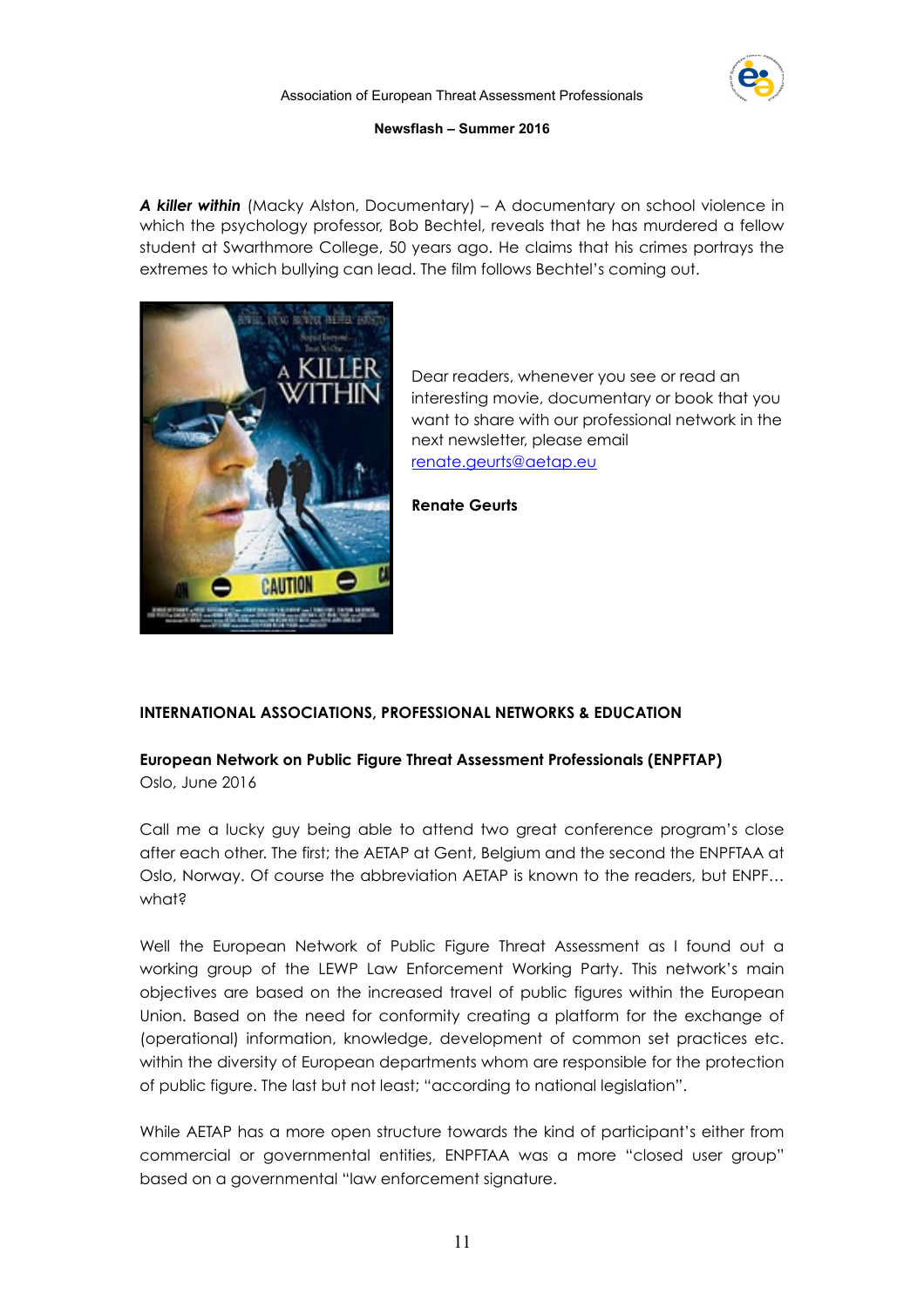***A killer within*** (Macky Alston, Documentary) – A documentary on school violence in which the psychology professor, Bob Bechtel, reveals that he has murdered a fellow student at Swarthmore College, 50 years ago. He claims that his crimes portrays the extremes to which bullying can lead. The film follows Bechtel's coming out.

Dear readers, whenever you see or read an interesting movie, documentary or book that you want to share with our professional network in the next newsletter, please email renate.geurts@aetap.eu

**Renate Geurts**

**INTERNATIONAL ASSOCIATIONS, PROFESSIONAL NETWORKS & EDUCATION**

**European Network on Public Figure Threat Assessment Professionals (ENPFTAP)**
Oslo, June 2016

Call me a lucky guy being able to attend two great conference program's close after each other. The first; the AETAP at Gent, Belgium and the second the ENPFTAA at Oslo, Norway. Of course the abbreviation AETAP is known to the readers, but ENPF… what?

Well the European Network of Public Figure Threat Assessment as I found out a working group of the LEWP Law Enforcement Working Party. This network's main objectives are based on the increased travel of public figures within the European Union. Based on the need for conformity creating a platform for the exchange of (operational) information, knowledge, development of common set practices etc. within the diversity of European departments whom are responsible for the protection of public figure. The last but not least; "according to national legislation".

While AETAP has a more open structure towards the kind of participant's either from commercial or governmental entities, ENPFTAA was a more "closed user group" based on a governmental "law enforcement signature.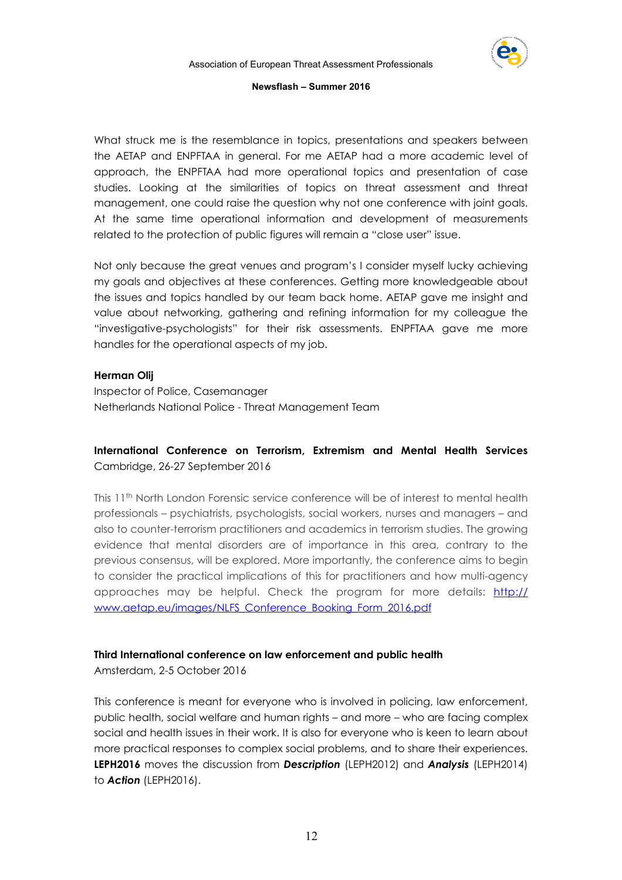What struck me is the resemblance in topics, presentations and speakers between the AETAP and ENPFTAA in general. For me AETAP had a more academic level of approach, the ENPFTAA had more operational topics and presentation of case studies. Looking at the similarities of topics on threat assessment and threat management, one could raise the question why not one conference with joint goals. At the same time operational information and development of measurements related to the protection of public figures will remain a "close user" issue.

Not only because the great venues and program's I consider myself lucky achieving my goals and objectives at these conferences. Getting more knowledgeable about the issues and topics handled by our team back home. AETAP gave me insight and value about networking, gathering and refining information for my colleague the "investigative-psychologists" for their risk assessments. ENPFTAA gave me more handles for the operational aspects of my job.

**Herman Olij**
Inspector of Police, Casemanager
Netherlands National Police - Threat Management Team

**International Conference on Terrorism, Extremism and Mental Health Services**
Cambridge, 26-27 September 2016

This 11th North London Forensic service conference will be of interest to mental health professionals – psychiatrists, psychologists, social workers, nurses and managers – and also to counter-terrorism practitioners and academics in terrorism studies. The growing evidence that mental disorders are of importance in this area, contrary to the previous consensus, will be explored. More importantly, the conference aims to begin to consider the practical implications of this for practitioners and how multi-agency approaches may be helpful. Check the program for more details: [http://www.aetap.eu/images/NLFS_Conference_Booking_Form_2016.pdf](http://www.aetap.eu/images/NLFS_Conference_Booking_Form_2016.pdf)

**Third International conference on law enforcement and public health**
Amsterdam, 2-5 October 2016

This conference is meant for everyone who is involved in policing, law enforcement, public health, social welfare and human rights – and more – who are facing complex social and health issues in their work. It is also for everyone who is keen to learn about more practical responses to complex social problems, and to share their experiences. **LEPH2016** moves the discussion from ***Description*** (LEPH2012) and ***Analysis*** (LEPH2014) to ***Action*** (LEPH2016).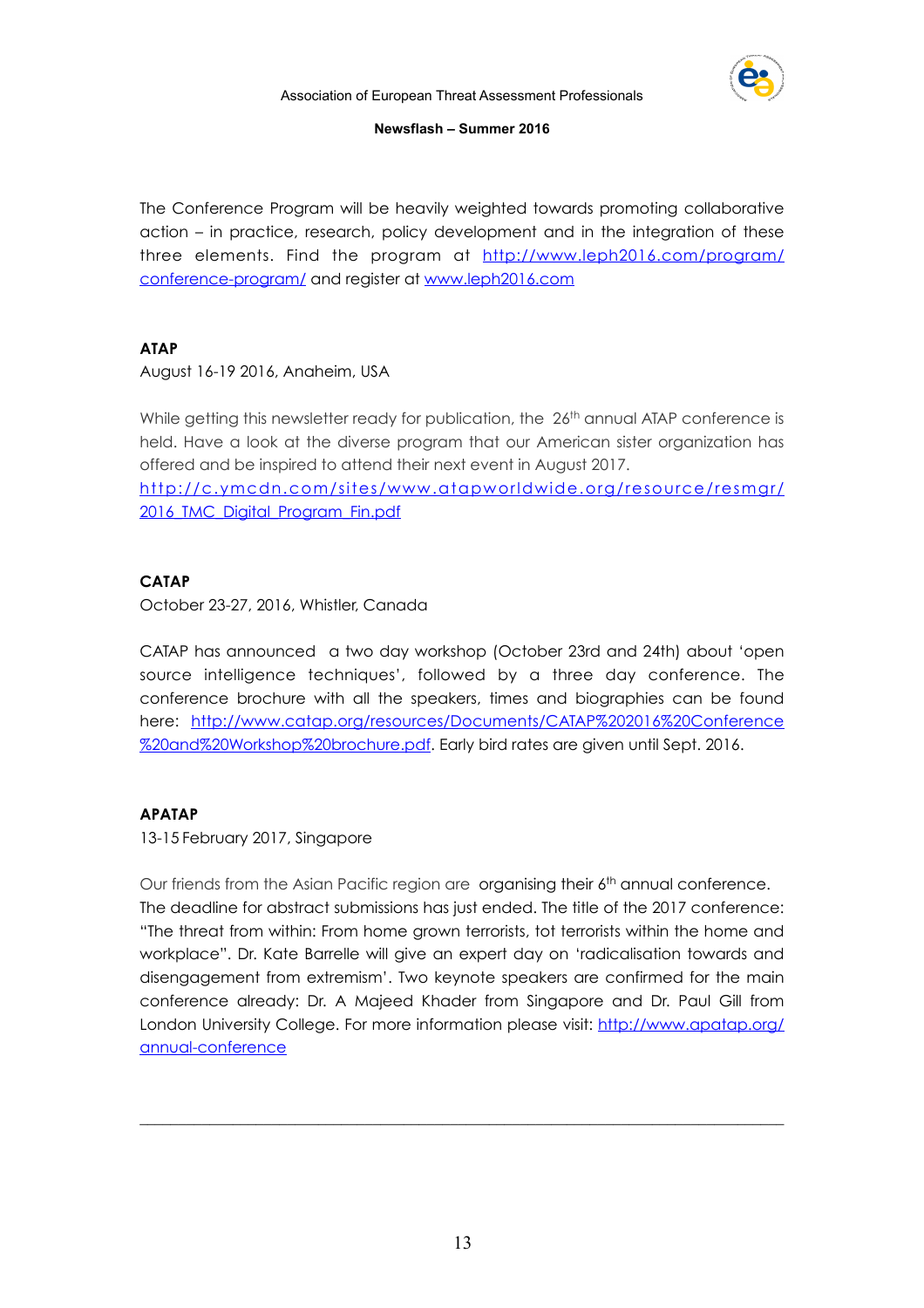The Conference Program will be heavily weighted towards promoting collaborative action – in practice, research, policy development and in the integration of these three elements. Find the program at http://www.leph2016.com/program/conference-program/ and register at www.leph2016.com

**ATAP**

August 16-19 2016, Anaheim, USA

While getting this newsletter ready for publication, the 26th annual ATAP conference is held. Have a look at the diverse program that our American sister organization has offered and be inspired to attend their next event in August 2017.
http://c.ymcdn.com/sites/www.atapworldwide.org/resource/resmgr/2016_TMC_Digital_Program_Fin.pdf

**CATAP**

October 23-27, 2016, Whistler, Canada

CATAP has announced a two day workshop (October 23rd and 24th) about 'open source intelligence techniques', followed by a three day conference. The conference brochure with all the speakers, times and biographies can be found here: http://www.catap.org/resources/Documents/CATAP%202016%20Conference%20and%20Workshop%20brochure.pdf. Early bird rates are given until Sept. 2016.

**APATAP**

13-15 February 2017, Singapore

Our friends from the Asian Pacific region are organising their 6th annual conference. The deadline for abstract submissions has just ended. The title of the 2017 conference: "The threat from within: From home grown terrorists, tot terrorists within the home and workplace". Dr. Kate Barrelle will give an expert day on 'radicalisation towards and disengagement from extremism'. Two keynote speakers are confirmed for the main conference already: Dr. A Majeed Khader from Singapore and Dr. Paul Gill from London University College. For more information please visit: http://www.apatap.org/annual-conference

---